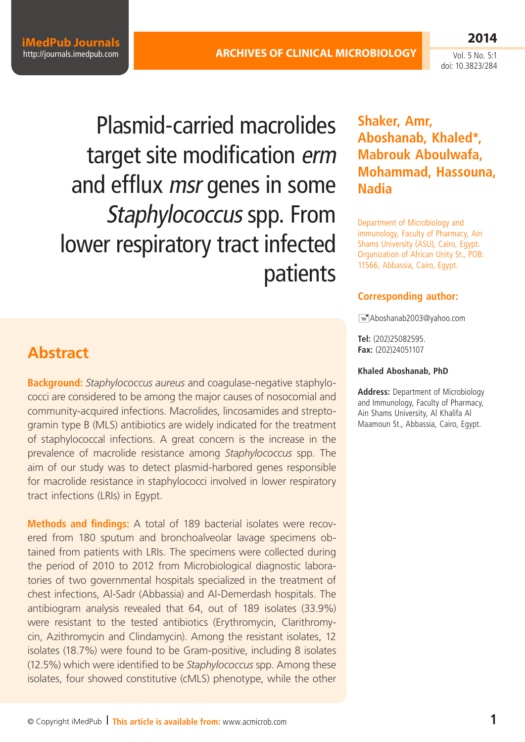# Plasmid-carried macrolides target site modification *erm* and efflux *msr* genes in some *Staphylococcus* spp. From lower respiratory tract infected patients

**Shaker, Amr, Aboshanab, Khaled\*, Mabrouk Aboulwafa, Mohammad, Hassouna, Nadia**

Department of Microbiology and immunology, Faculty of Pharmacy, Ain Shams University (ASU), Cairo, Egypt. Organization of African Unity St., POB: 11566, Abbassia, Cairo, Egypt.

**Corresponding author:**

Aboshanab2003@yahoo.com

**Tel:** (202)25082595.
**Fax:** (202)24051107

**Khaled Aboshanab, PhD**

**Address:** Department of Microbiology and Immunology, Faculty of Pharmacy, Ain Shams University, Al Khalifa Al Maamoun St., Abbassia, Cairo, Egypt.

## Abstract

**Background:** *Staphylococcus aureus* and coagulase-negative staphylococci are considered to be among the major causes of nosocomial and community-acquired infections. Macrolides, lincosamides and streptogramin type B (MLS) antibiotics are widely indicated for the treatment of staphylococcal infections. A great concern is the increase in the prevalence of macrolide resistance among *Staphylococcus* spp. The aim of our study was to detect plasmid-harbored genes responsible for macrolide resistance in staphylococci involved in lower respiratory tract infections (LRIs) in Egypt.

**Methods and findings:** A total of 189 bacterial isolates were recovered from 180 sputum and bronchoalveolar lavage specimens obtained from patients with LRIs. The specimens were collected during the period of 2010 to 2012 from Microbiological diagnostic laboratories of two governmental hospitals specialized in the treatment of chest infections, Al-Sadr (Abbassia) and Al-Demerdash hospitals. The antibiogram analysis revealed that 64, out of 189 isolates (33.9%) were resistant to the tested antibiotics (Erythromycin, Clarithromycin, Azithromycin and Clindamycin). Among the resistant isolates, 12 isolates (18.7%) were found to be Gram-positive, including 8 isolates (12.5%) which were identified to be *Staphylococcus* spp. Among these isolates, four showed constitutive (cMLS) phenotype, while the other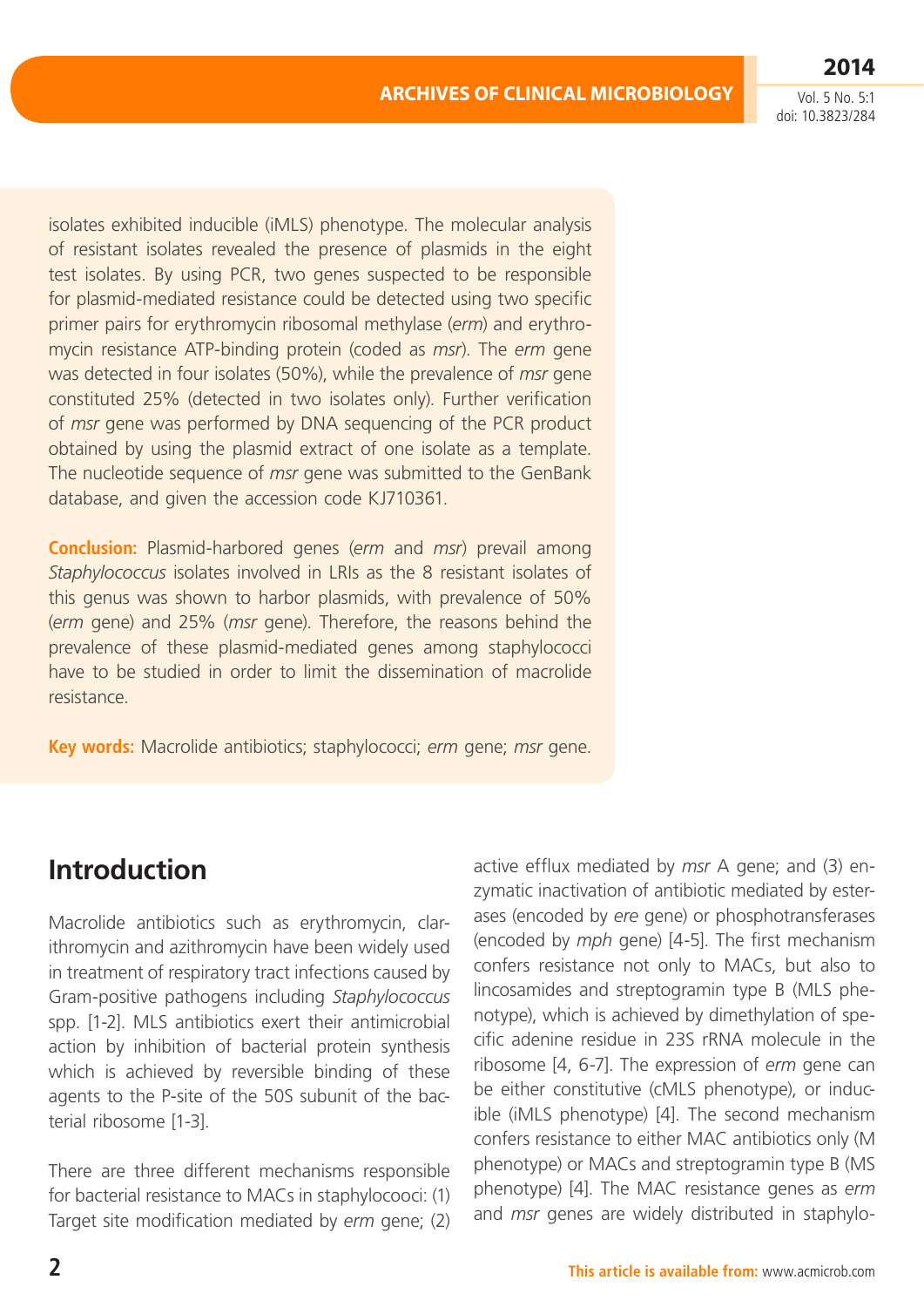isolates exhibited inducible (iMLS) phenotype. The molecular analysis of resistant isolates revealed the presence of plasmids in the eight test isolates. By using PCR, two genes suspected to be responsible for plasmid-mediated resistance could be detected using two specific primer pairs for erythromycin ribosomal methylase (*erm*) and erythromycin resistance ATP-binding protein (coded as *msr*). The *erm* gene was detected in four isolates (50%), while the prevalence of *msr* gene constituted 25% (detected in two isolates only). Further verification of *msr* gene was performed by DNA sequencing of the PCR product obtained by using the plasmid extract of one isolate as a template. The nucleotide sequence of *msr* gene was submitted to the GenBank database, and given the accession code KJ710361.

**Conclusion:** Plasmid-harbored genes (*erm* and *msr*) prevail among *Staphylococcus* isolates involved in LRIs as the 8 resistant isolates of this genus was shown to harbor plasmids, with prevalence of 50% (*erm* gene) and 25% (*msr* gene). Therefore, the reasons behind the prevalence of these plasmid-mediated genes among staphylococci have to be studied in order to limit the dissemination of macrolide resistance.

**Key words:** Macrolide antibiotics; staphylococci; *erm* gene; *msr* gene.

## Introduction

Macrolide antibiotics such as erythromycin, clarithromycin and azithromycin have been widely used in treatment of respiratory tract infections caused by Gram-positive pathogens including *Staphylococcus* spp. [1-2]. MLS antibiotics exert their antimicrobial action by inhibition of bacterial protein synthesis which is achieved by reversible binding of these agents to the P-site of the 50S subunit of the bacterial ribosome [1-3].

There are three different mechanisms responsible for bacterial resistance to MACs in staphylocooci: (1) Target site modification mediated by *erm* gene; (2) active efflux mediated by *msr* A gene; and (3) enzymatic inactivation of antibiotic mediated by esterases (encoded by *ere* gene) or phosphotransferases (encoded by *mph* gene) [4-5]. The first mechanism confers resistance not only to MACs, but also to lincosamides and streptogramin type B (MLS phenotype), which is achieved by dimethylation of specific adenine residue in 23S rRNA molecule in the ribosome [4, 6-7]. The expression of *erm* gene can be either constitutive (cMLS phenotype), or inducible (iMLS phenotype) [4]. The second mechanism confers resistance to either MAC antibiotics only (M phenotype) or MACs and streptogramin type B (MS phenotype) [4]. The MAC resistance genes as *erm* and *msr* genes are widely distributed in staphylo-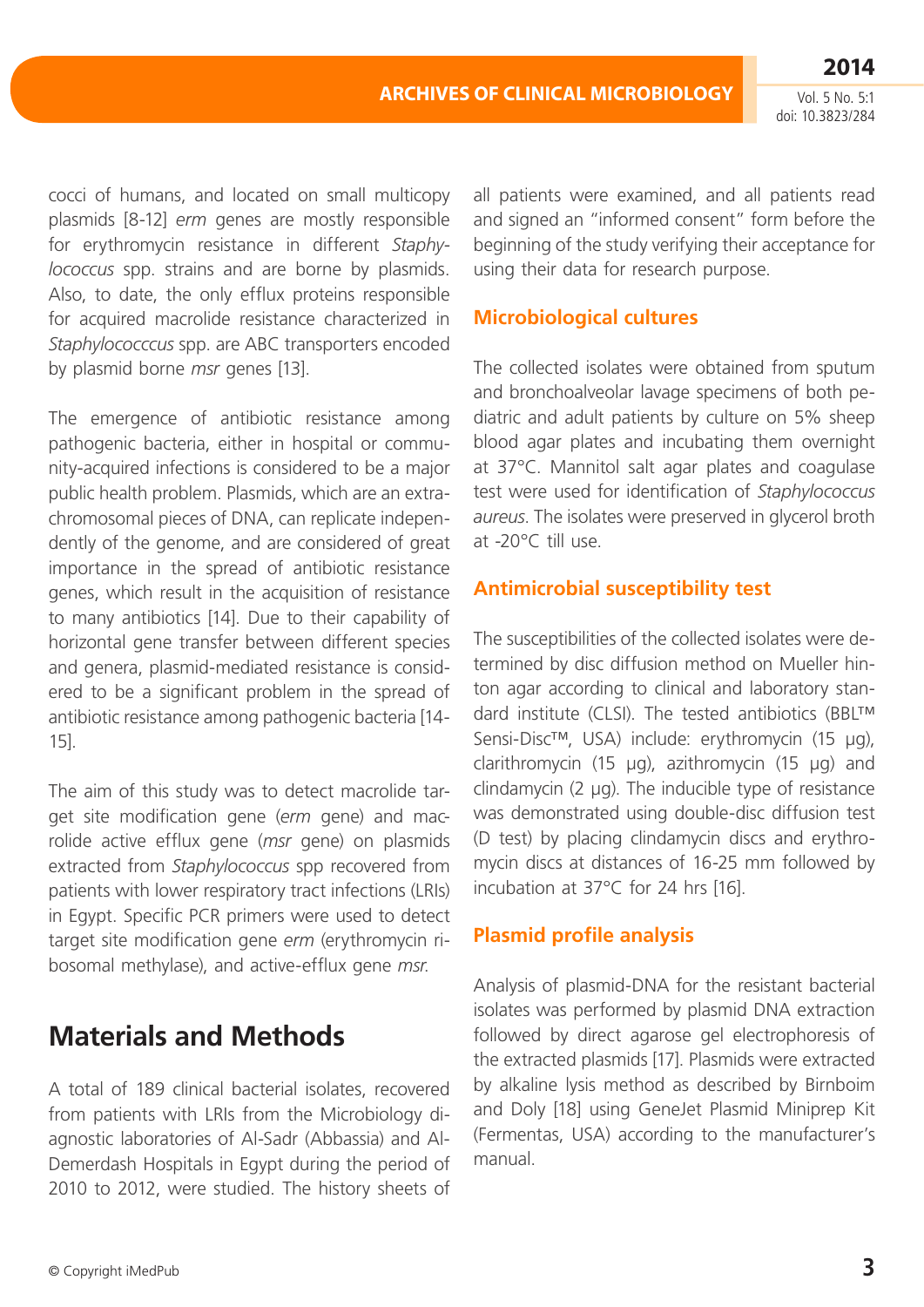cocci of humans, and located on small multicopy plasmids [8-12] *erm* genes are mostly responsible for erythromycin resistance in different *Staphylococcus* spp. strains and are borne by plasmids. Also, to date, the only efflux proteins responsible for acquired macrolide resistance characterized in *Staphylococccus* spp. are ABC transporters encoded by plasmid borne *msr* genes [13].

The emergence of antibiotic resistance among pathogenic bacteria, either in hospital or community-acquired infections is considered to be a major public health problem. Plasmids, which are an extrachromosomal pieces of DNA, can replicate independently of the genome, and are considered of great importance in the spread of antibiotic resistance genes, which result in the acquisition of resistance to many antibiotics [14]. Due to their capability of horizontal gene transfer between different species and genera, plasmid-mediated resistance is considered to be a significant problem in the spread of antibiotic resistance among pathogenic bacteria [14-15].

The aim of this study was to detect macrolide target site modification gene (*erm* gene) and macrolide active efflux gene (*msr* gene) on plasmids extracted from *Staphylococcus* spp recovered from patients with lower respiratory tract infections (LRIs) in Egypt. Specific PCR primers were used to detect target site modification gene *erm* (erythromycin ribosomal methylase), and active-efflux gene *msr.*

## Materials and Methods

A total of 189 clinical bacterial isolates, recovered from patients with LRIs from the Microbiology diagnostic laboratories of Al-Sadr (Abbassia) and Al-Demerdash Hospitals in Egypt during the period of 2010 to 2012, were studied. The history sheets of all patients were examined, and all patients read and signed an "informed consent" form before the beginning of the study verifying their acceptance for using their data for research purpose.

### Microbiological cultures

The collected isolates were obtained from sputum and bronchoalveolar lavage specimens of both pediatric and adult patients by culture on 5% sheep blood agar plates and incubating them overnight at 37°C. Mannitol salt agar plates and coagulase test were used for identification of *Staphylococcus aureus*. The isolates were preserved in glycerol broth at -20°C till use.

### Antimicrobial susceptibility test

The susceptibilities of the collected isolates were determined by disc diffusion method on Mueller hinton agar according to clinical and laboratory standard institute (CLSI). The tested antibiotics (BBL™ Sensi-Disc™, USA) include: erythromycin (15 µg), clarithromycin (15 µg), azithromycin (15 µg) and clindamycin (2 µg). The inducible type of resistance was demonstrated using double-disc diffusion test (D test) by placing clindamycin discs and erythromycin discs at distances of 16-25 mm followed by incubation at 37°C for 24 hrs [16].

### Plasmid profile analysis

Analysis of plasmid-DNA for the resistant bacterial isolates was performed by plasmid DNA extraction followed by direct agarose gel electrophoresis of the extracted plasmids [17]. Plasmids were extracted by alkaline lysis method as described by Birnboim and Doly [18] using GeneJet Plasmid Miniprep Kit (Fermentas, USA) according to the manufacturer's manual.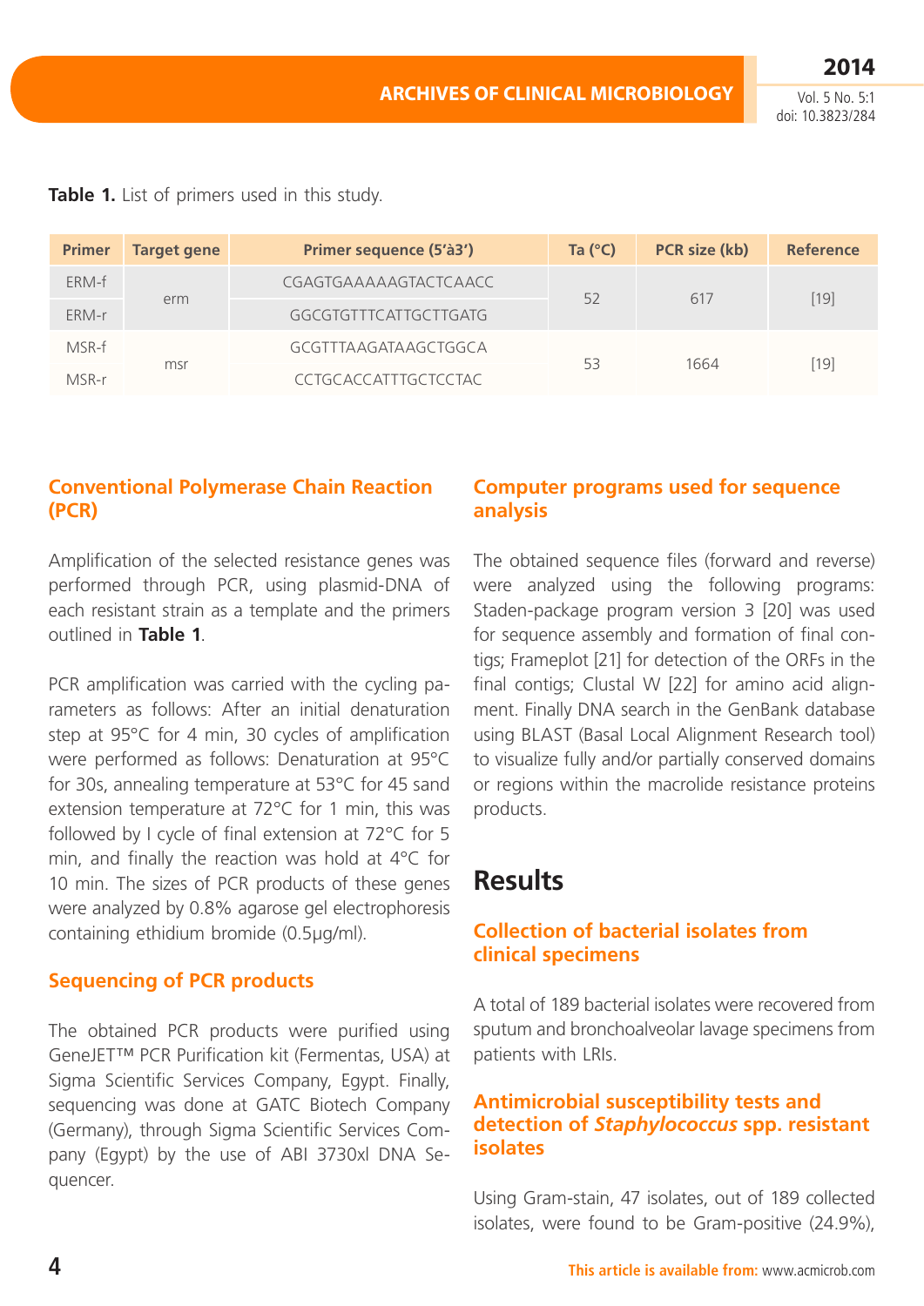**Table 1.** List of primers used in this study.

| Primer | Target gene | Primer sequence (5'à3') | Ta (°C) | PCR size (kb) | Reference |
|---|---|---|---|---|---|
| ERM-f | erm | CGAGTGAAAAAGTACTCAACC | 52 | 617 | [19] |
| ERM-r | | GGCGTGTTTCATTGCTTGATG | | | |
| MSR-f | msr | GCGTTTAAGATAAGCTGGCA | 53 | 1664 | [19] |
| MSR-r | | CCTGCACCATTTGCTCCTAC | | | |

### Conventional Polymerase Chain Reaction (PCR)

Amplification of the selected resistance genes was performed through PCR, using plasmid-DNA of each resistant strain as a template and the primers outlined in **Table 1**.

PCR amplification was carried with the cycling parameters as follows: After an initial denaturation step at 95°C for 4 min, 30 cycles of amplification were performed as follows: Denaturation at 95°C for 30s, annealing temperature at 53°C for 45 sand extension temperature at 72°C for 1 min, this was followed by I cycle of final extension at 72°C for 5 min, and finally the reaction was hold at 4°C for 10 min. The sizes of PCR products of these genes were analyzed by 0.8% agarose gel electrophoresis containing ethidium bromide (0.5μg/ml).

### Sequencing of PCR products

The obtained PCR products were purified using GeneJET™ PCR Purification kit (Fermentas, USA) at Sigma Scientific Services Company, Egypt. Finally, sequencing was done at GATC Biotech Company (Germany), through Sigma Scientific Services Company (Egypt) by the use of ABI 3730xl DNA Sequencer.

### Computer programs used for sequence analysis

The obtained sequence files (forward and reverse) were analyzed using the following programs: Staden-package program version 3 [20] was used for sequence assembly and formation of final contigs; Frameplot [21] for detection of the ORFs in the final contigs; Clustal W [22] for amino acid alignment. Finally DNA search in the GenBank database using BLAST (Basal Local Alignment Research tool) to visualize fully and/or partially conserved domains or regions within the macrolide resistance proteins products.

## Results

### Collection of bacterial isolates from clinical specimens

A total of 189 bacterial isolates were recovered from sputum and bronchoalveolar lavage specimens from patients with LRIs.

### Antimicrobial susceptibility tests and detection of *Staphylococcus* spp. resistant isolates

Using Gram-stain, 47 isolates, out of 189 collected isolates, were found to be Gram-positive (24.9%),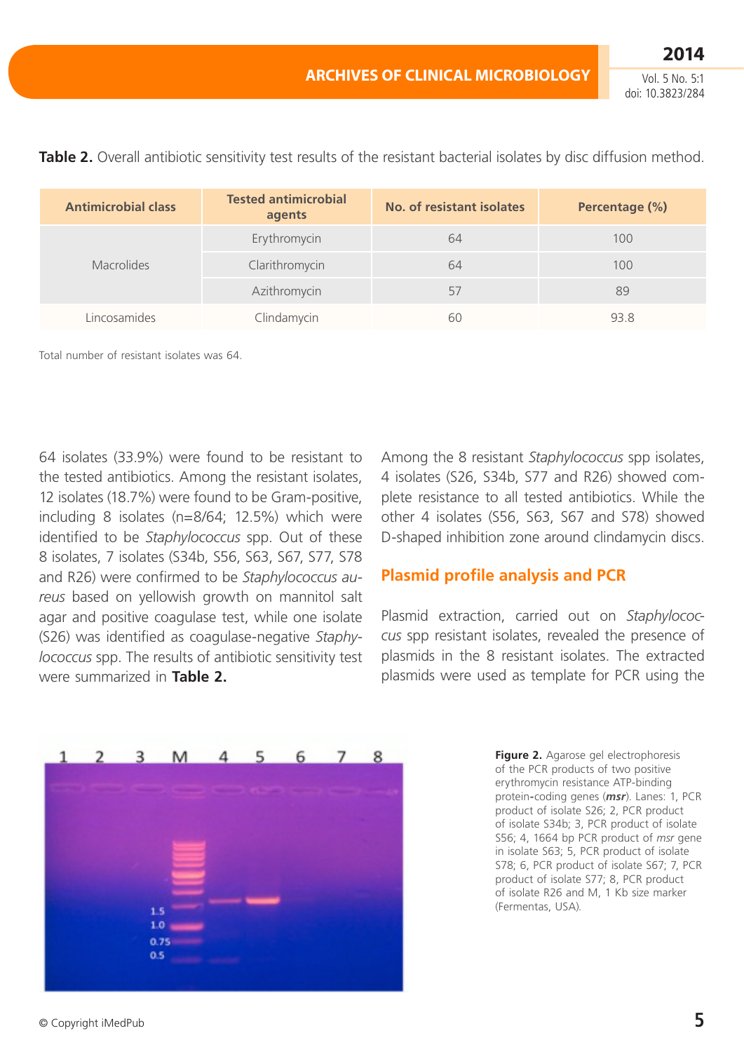**Table 2.** Overall antibiotic sensitivity test results of the resistant bacterial isolates by disc diffusion method.

| Antimicrobial class | Tested antimicrobial agents | No. of resistant isolates | Percentage (%) |
|---|---|---|---|
| Macrolides | Erythromycin | 64 | 100 |
| | Clarithromycin | 64 | 100 |
| | Azithromycin | 57 | 89 |
| Lincosamides | Clindamycin | 60 | 93.8 |

Total number of resistant isolates was 64.

64 isolates (33.9%) were found to be resistant to the tested antibiotics. Among the resistant isolates, 12 isolates (18.7%) were found to be Gram-positive, including 8 isolates (n=8/64; 12.5%) which were identified to be *Staphylococcus* spp. Out of these 8 isolates, 7 isolates (S34b, S56, S63, S67, S77, S78 and R26) were confirmed to be *Staphylococcus aureus* based on yellowish growth on mannitol salt agar and positive coagulase test, while one isolate (S26) was identified as coagulase-negative *Staphylococcus* spp. The results of antibiotic sensitivity test were summarized in **Table 2.**

Among the 8 resistant *Staphylococcus* spp isolates, 4 isolates (S26, S34b, S77 and R26) showed complete resistance to all tested antibiotics. While the other 4 isolates (S56, S63, S67 and S78) showed D-shaped inhibition zone around clindamycin discs.

## Plasmid profile analysis and PCR

Plasmid extraction, carried out on *Staphylococcus* spp resistant isolates, revealed the presence of plasmids in the 8 resistant isolates. The extracted plasmids were used as template for PCR using the

**Figure 2.** Agarose gel electrophoresis of the PCR products of two positive erythromycin resistance ATP-binding protein-coding genes (***msr***). Lanes: 1, PCR product of isolate S26; 2, PCR product of isolate S34b; 3, PCR product of isolate S56; 4, 1664 bp PCR product of *msr* gene in isolate S63; 5, PCR product of isolate S78; 6, PCR product of isolate S67; 7, PCR product of isolate S77; 8, PCR product of isolate R26 and M, 1 Kb size marker (Fermentas, USA).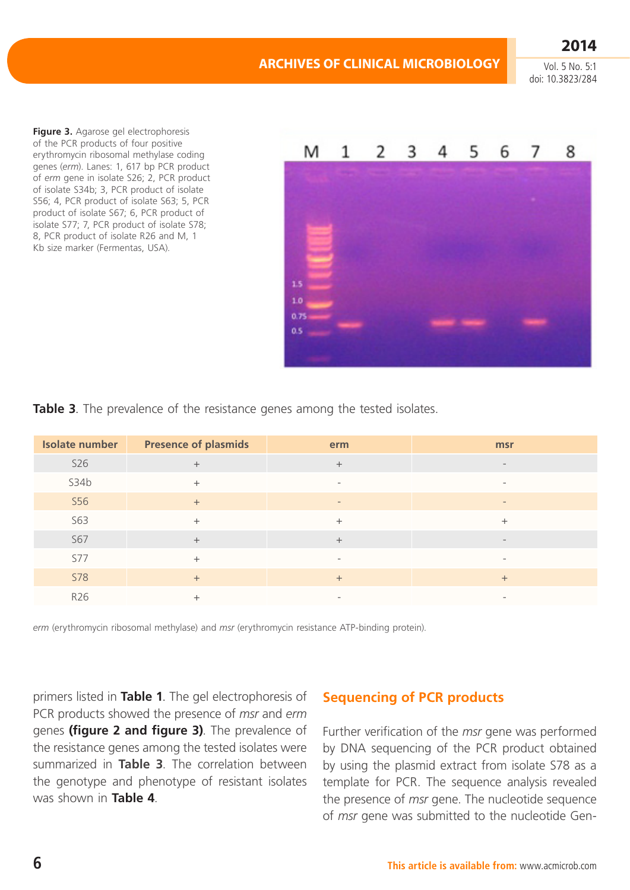**Figure 3.** Agarose gel electrophoresis of the PCR products of four positive erythromycin ribosomal methylase coding genes (*erm*). Lanes: 1, 617 bp PCR product of *erm* gene in isolate S26; 2, PCR product of isolate S34b; 3, PCR product of isolate S56; 4, PCR product of isolate S63; 5, PCR product of isolate S67; 6, PCR product of isolate S77; 7, PCR product of isolate S78; 8, PCR product of isolate R26 and M, 1 Kb size marker (Fermentas, USA).

**Table 3**. The prevalence of the resistance genes among the tested isolates.

| Isolate number | Presence of plasmids | erm | msr |
|---|---|---|---|
| S26 | + | + | - |
| S34b | + | - | - |
| S56 | + | - | - |
| S63 | + | + | + |
| S67 | + | + | - |
| S77 | + | - | - |
| S78 | + | + | + |
| R26 | + | - | - |

*erm* (erythromycin ribosomal methylase) and *msr* (erythromycin resistance ATP-binding protein).

primers listed in **Table 1**. The gel electrophoresis of PCR products showed the presence of *msr* and *erm* genes **(figure 2 and figure 3)**. The prevalence of the resistance genes among the tested isolates were summarized in **Table 3**. The correlation between the genotype and phenotype of resistant isolates was shown in **Table 4**.

## Sequencing of PCR products

Further verification of the *msr* gene was performed by DNA sequencing of the PCR product obtained by using the plasmid extract from isolate S78 as a template for PCR. The sequence analysis revealed the presence of *msr* gene. The nucleotide sequence of *msr* gene was submitted to the nucleotide Gen-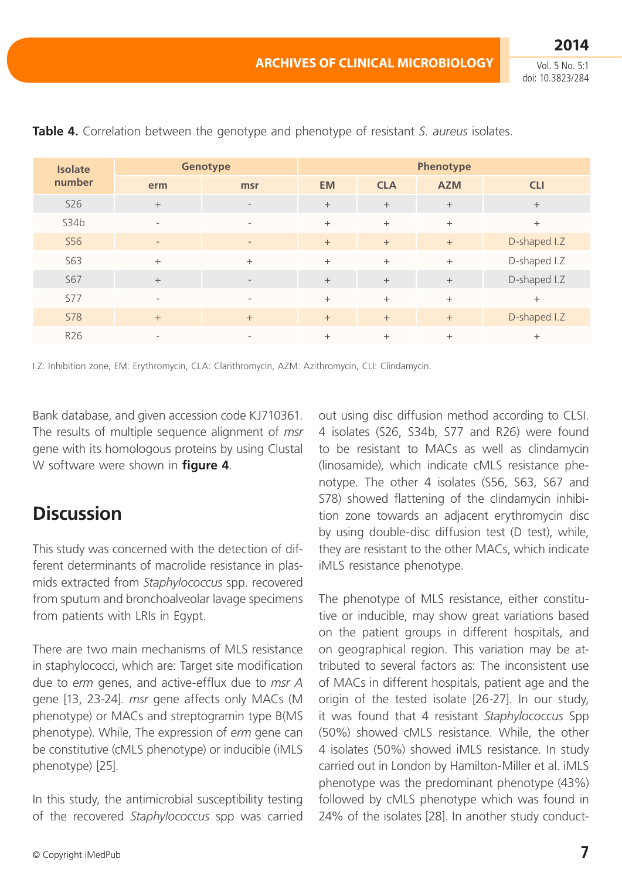**Table 4.** Correlation between the genotype and phenotype of resistant *S. aureus* isolates.

| Isolate number | Genotype | | Phenotype | | | |
|---|---|---|---|---|---|---|
| | erm | msr | EM | CLA | AZM | CLI |
| S26 | + | - | + | + | + | + |
| S34b | - | - | + | + | + | + |
| S56 | - | - | + | + | + | D-shaped I.Z |
| S63 | + | + | + | + | + | D-shaped I.Z |
| S67 | + | - | + | + | + | D-shaped I.Z |
| S77 | - | - | + | + | + | + |
| S78 | + | + | + | + | + | D-shaped I.Z |
| R26 | - | - | + | + | + | + |

I.Z: Inhibition zone, EM: Erythromycin, CLA: Clarithromycin, AZM: Azithromycin, CLI: Clindamycin.

Bank database, and given accession code KJ710361. The results of multiple sequence alignment of *msr* gene with its homologous proteins by using Clustal W software were shown in **figure 4**.

## Discussion

This study was concerned with the detection of different determinants of macrolide resistance in plasmids extracted from *Staphylococcus* spp. recovered from sputum and bronchoalveolar lavage specimens from patients with LRIs in Egypt.

There are two main mechanisms of MLS resistance in staphylococci, which are: Target site modification due to *erm* genes, and active-efflux due to *msr A* gene [13, 23-24]. *msr* gene affects only MACs (M phenotype) or MACs and streptogramin type B(MS phenotype). While, The expression of *erm* gene can be constitutive (cMLS phenotype) or inducible (iMLS phenotype) [25].

In this study, the antimicrobial susceptibility testing of the recovered *Staphylococcus* spp was carried out using disc diffusion method according to CLSI. 4 isolates (S26, S34b, S77 and R26) were found to be resistant to MACs as well as clindamycin (linosamide), which indicate cMLS resistance phenotype. The other 4 isolates (S56, S63, S67 and S78) showed flattening of the clindamycin inhibition zone towards an adjacent erythromycin disc by using double-disc diffusion test (D test), while, they are resistant to the other MACs, which indicate iMLS resistance phenotype.

The phenotype of MLS resistance, either constitutive or inducible, may show great variations based on the patient groups in different hospitals, and on geographical region. This variation may be attributed to several factors as: The inconsistent use of MACs in different hospitals, patient age and the origin of the tested isolate [26-27]. In our study, it was found that 4 resistant *Staphylococcus* Spp (50%) showed cMLS resistance. While, the other 4 isolates (50%) showed iMLS resistance. In study carried out in London by Hamilton-Miller et al. iMLS phenotype was the predominant phenotype (43%) followed by cMLS phenotype which was found in 24% of the isolates [28]. In another study conduct-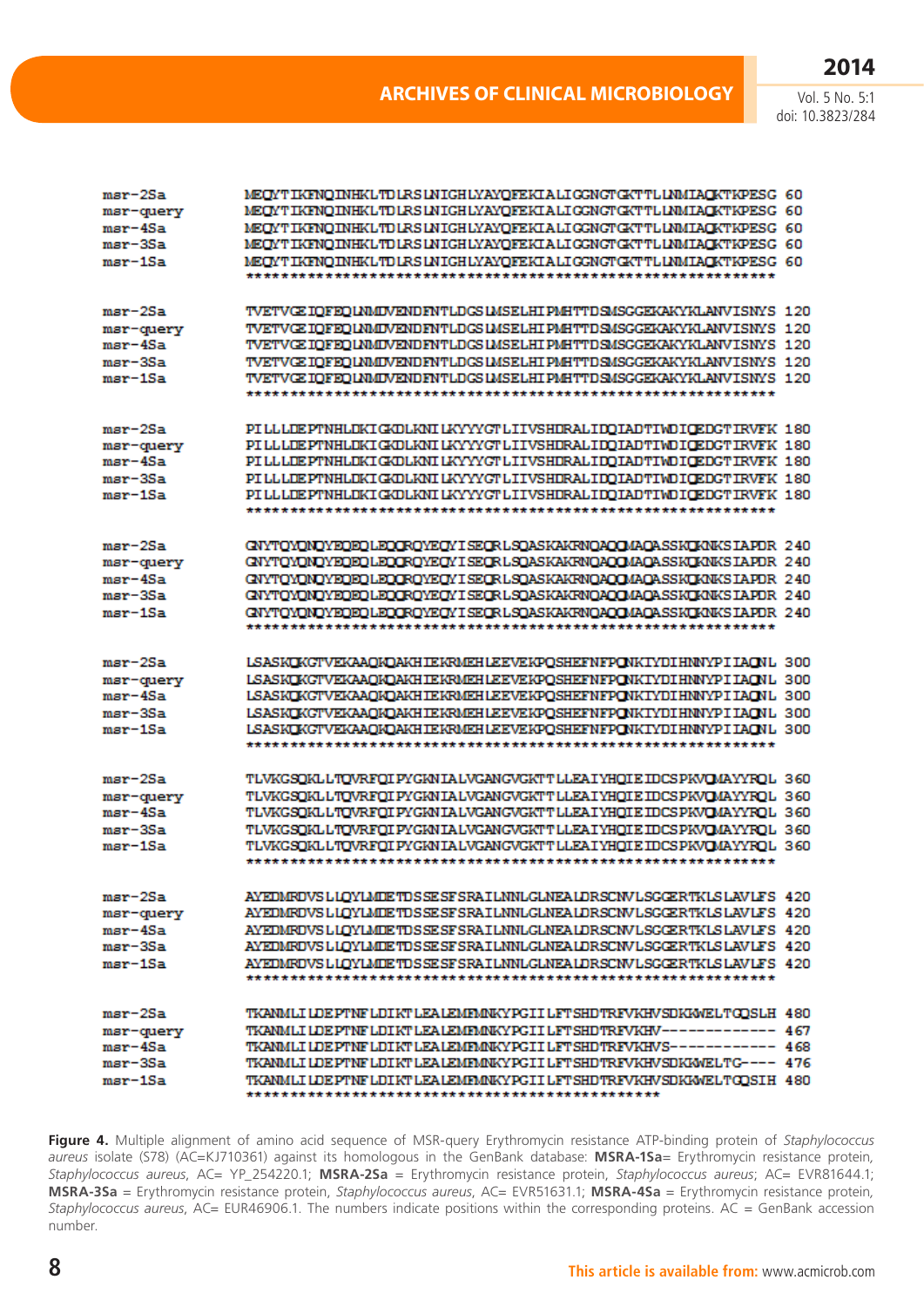```
msr-2Sa      MEQYTIKFNQINHKLTDLRSLNIGHLYAYQFEKIALIGGNGTGKTTLLNMIAQKTKPESG 60
msr-query    MEQYTIKFNQINHKLTDLRSLNIGHLYAYQFEKIALIGGNGTGKTTLLNMIAQKTKPESG 60
msr-4Sa      MEQYTIKFNQINHKLTDLRSLNIGHLYAYQFEKIALIGGNGTGKTTLLNMIAQKTKPESG 60
msr-3Sa      MEQYTIKFNQINHKLTDLRSLNIGHLYAYQFEKIALIGGNGTGKTTLLNMIAQKTKPESG 60
msr-1Sa      MEQYTIKFNQINHKLTDLRSLNIGHLYAYQFEKIALIGGNGTGKTTLLNMIAQKTKPESG 60
             ************************************************************

msr-2Sa      TVETVGEIQFEQLNMDVENDFNTLDGSLMSELHIPMHTTDSMSGGEKAKYKLANVISNYS 120
msr-query    TVETVGEIQFEQLNMDVENDFNTLDGSLMSELHIPMHTTDSMSGGEKAKYKLANVISNYS 120
msr-4Sa      TVETVGEIQFEQLNMDVENDFNTLDGSLMSELHIPMHTTDSMSGGEKAKYKLANVISNYS 120
msr-3Sa      TVETVGEIQFEQLNMDVENDFNTLDGSLMSELHIPMHTTDSMSGGEKAKYKLANVISNYS 120
msr-1Sa      TVETVGEIQFEQLNMDVENDFNTLDGSLMSELHIPMHTTDSMSGGEKAKYKLANVISNYS 120
             ************************************************************

msr-2Sa      PILLLDEPTNHLDKIGKDLKNILKYYYGTLIIVSHDRALIDQIADTIWDIQEDGTIRVFK 180
msr-query    PILLLDEPTNHLDKIGKDLKNILKYYYGTLIIVSHDRALIDQIADTIWDIQEDGTIRVFK 180
msr-4Sa      PILLLDEPTNHLDKIGKDLKNILKYYYGTLIIVSHDRALIDQIADTIWDIQEDGTIRVFK 180
msr-3Sa      PILLLDEPTNHLDKIGKDLKNILKYYYGTLIIVSHDRALIDQIADTIWDIQEDGTIRVFK 180
msr-1Sa      PILLLDEPTNHLDKIGKDLKNILKYYYGTLIIVSHDRALIDQIADTIWDIQEDGTIRVFK 180
             ************************************************************

msr-2Sa      GNYTQYQNQYEQEQLEQQRQYEQYISEQRLSQASKAKRNQAQQMAQASSKQKNKSIAPDR 240
msr-query    GNYTQYQNQYEQEQLEQQRQYEQYISEQRLSQASKAKRNQAQQMAQASSKQKNKSIAPDR 240
msr-4Sa      GNYTQYQNQYEQEQLEQQRQYEQYISEQRLSQASKAKRNQAQQMAQASSKQKNKSIAPDR 240
msr-3Sa      GNYTQYQNQYEQEQLEQQRQYEQYISEQRLSQASKAKRNQAQQMAQASSKQKNKSIAPDR 240
msr-1Sa      GNYTQYQNQYEQEQLEQQRQYEQYISEQRLSQASKAKRNQAQQMAQASSKQKNKSIAPDR 240
             ************************************************************

msr-2Sa      LSASKQKGTVEKAAQKQAKHIEKRMEHLEEVEKPQSHEFNFPQNKTYDIHNNYPIIAQNL 300
msr-query    LSASKQKGTVEKAAQKQAKHIEKRMEHLEEVEKPQSHEFNFPQNKTYDIHNNYPIIAQNL 300
msr-4Sa      LSASKQKGTVEKAAQKQAKHIEKRMEHLEEVEKPQSHEFNFPQNKTYDIHNNYPIIAQNL 300
msr-3Sa      LSASKQKGTVEKAAQKQAKHIEKRMEHLEEVEKPQSHEFNFPQNKTYDIHNNYPIIAQNL 300
msr-1Sa      LSASKQKGTVEKAAQKQAKHIEKRMEHLEEVEKPQSHEFNFPQNKTYDIHNNYPIIAQNL 300
             ************************************************************

msr-2Sa      TLVKGSQKLLTQVRFQIPYGKNIALVGANGVGKTTLLEAIYHQIEIDCSPKVQMAYYRQL 360
msr-query    TLVKGSQKLLTQVRFQIPYGKNIALVGANGVGKTTLLEAIYHQIEIDCSPKVQMAYYRQL 360
msr-4Sa      TLVKGSQKLLTQVRFQIPYGKNIALVGANGVGKTTLLEAIYHQIEIDCSPKVQMAYYRQL 360
msr-3Sa      TLVKGSQKLLTQVRFQIPYGKNIALVGANGVGKTTLLEAIYHQIEIDCSPKVQMAYYRQL 360
msr-1Sa      TLVKGSQKLLTQVRFQIPYGKNIALVGANGVGKTTLLEAIYHQIEIDCSPKVQMAYYRQL 360
             ************************************************************

msr-2Sa      AYEDMRDVSLLQYLMDETDSSESFSRAILNNLGLNEALDRSCNVLSGGERTKLSLAVLFS 420
msr-query    AYEDMRDVSLLQYLMDETDSSESFSRAILNNLGLNEALDRSCNVLSGGERTKLSLAVLFS 420
msr-4Sa      AYEDMRDVSLLQYLMDETDSSESFSRAILNNLGLNEALDRSCNVLSGGERTKLSLAVLFS 420
msr-3Sa      AYEDMRDVSLLQYLMDETDSSESFSRAILNNLGLNEALDRSCNVLSGGERTKLSLAVLFS 420
msr-1Sa      AYEDMRDVSLLQYLMDETDSSESFSRAILNNLGLNEALDRSCNVLSGGERTKLSLAVLFS 420
             ************************************************************

msr-2Sa      TKANMLILDEPTNFLDIKTLEALEMFMNKYPGIILFTSHDTRFVKHVSDKKWELTGQSLH 480
msr-query    TKANMLILDEPTNFLDIKTLEALEMFMNKYPGIILFTSHDTRFVKHV------------- 467
msr-4Sa      TKANMLILDEPTNFLDIKTLEALEMFMNKYPGIILFTSHDTRFVKHVS------------ 468
msr-3Sa      TKANMLILDEPTNFLDIKTLEALEMFMNKYPGIILFTSHDTRFVKHVSDKKWELTG---- 476
msr-1Sa      TKANMLILDEPTNFLDIKTLEALEMFMNKYPGIILFTSHDTRFVKHVSDKKWELTGQSIH 480
             ***********************************************
```

**Figure 4.** Multiple alignment of amino acid sequence of MSR-query Erythromycin resistance ATP-binding protein of *Staphylococcus aureus* isolate (S78) (AC=KJ710361) against its homologous in the GenBank database: **MSRA-1Sa**= Erythromycin resistance protein, *Staphylococcus aureus*, AC= YP_254220.1; **MSRA-2Sa** = Erythromycin resistance protein, *Staphylococcus aureus*; AC= EVR81644.1; **MSRA-3Sa** = Erythromycin resistance protein, *Staphylococcus aureus*, AC= EVR51631.1; **MSRA-4Sa** = Erythromycin resistance protein, *Staphylococcus aureus*, AC= EUR46906.1. The numbers indicate positions within the corresponding proteins. AC = GenBank accession number.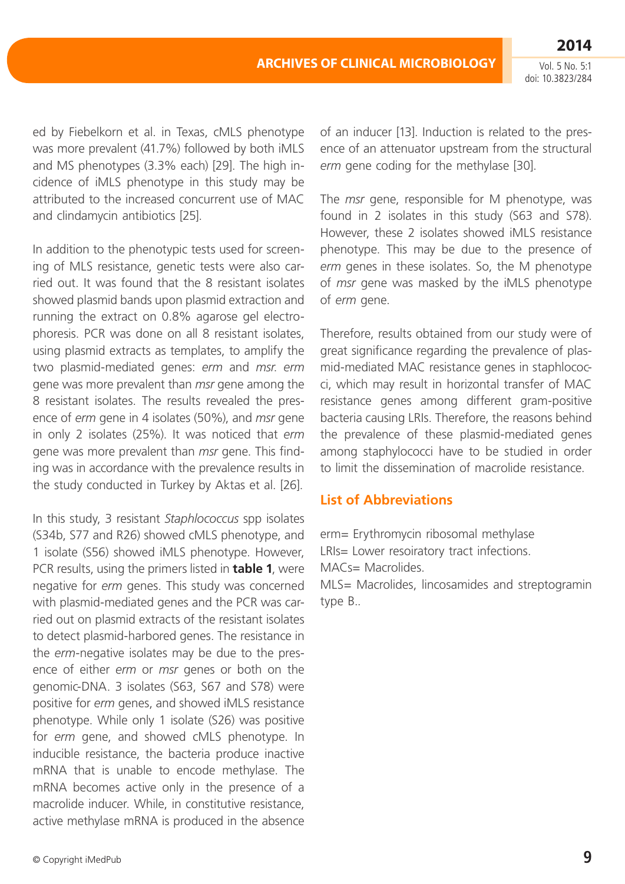ed by Fiebelkorn et al. in Texas, cMLS phenotype was more prevalent (41.7%) followed by both iMLS and MS phenotypes (3.3% each) [29]. The high incidence of iMLS phenotype in this study may be attributed to the increased concurrent use of MAC and clindamycin antibiotics [25].

In addition to the phenotypic tests used for screening of MLS resistance, genetic tests were also carried out. It was found that the 8 resistant isolates showed plasmid bands upon plasmid extraction and running the extract on 0.8% agarose gel electrophoresis. PCR was done on all 8 resistant isolates, using plasmid extracts as templates, to amplify the two plasmid-mediated genes: *erm* and *msr*. *erm* gene was more prevalent than *msr* gene among the 8 resistant isolates. The results revealed the presence of *erm* gene in 4 isolates (50%), and *msr* gene in only 2 isolates (25%). It was noticed that *erm* gene was more prevalent than *msr* gene. This finding was in accordance with the prevalence results in the study conducted in Turkey by Aktas et al. [26].

In this study, 3 resistant *Staphylococcus* spp isolates (S34b, S77 and R26) showed cMLS phenotype, and 1 isolate (S56) showed iMLS phenotype. However, PCR results, using the primers listed in **table 1**, were negative for *erm* genes. This study was concerned with plasmid-mediated genes and the PCR was carried out on plasmid extracts of the resistant isolates to detect plasmid-harbored genes. The resistance in the *erm*-negative isolates may be due to the presence of either *erm* or *msr* genes or both on the genomic-DNA. 3 isolates (S63, S67 and S78) were positive for *erm* genes, and showed iMLS resistance phenotype. While only 1 isolate (S26) was positive for *erm* gene, and showed cMLS phenotype. In inducible resistance, the bacteria produce inactive mRNA that is unable to encode methylase. The mRNA becomes active only in the presence of a macrolide inducer. While, in constitutive resistance, active methylase mRNA is produced in the absence of an inducer [13]. Induction is related to the presence of an attenuator upstream from the structural *erm* gene coding for the methylase [30].

The *msr* gene, responsible for M phenotype, was found in 2 isolates in this study (S63 and S78). However, these 2 isolates showed iMLS resistance phenotype. This may be due to the presence of *erm* genes in these isolates. So, the M phenotype of *msr* gene was masked by the iMLS phenotype of *erm* gene.

Therefore, results obtained from our study were of great significance regarding the prevalence of plasmid-mediated MAC resistance genes in staphylococci, which may result in horizontal transfer of MAC resistance genes among different gram-positive bacteria causing LRIs. Therefore, the reasons behind the prevalence of these plasmid-mediated genes among staphylococci have to be studied in order to limit the dissemination of macrolide resistance.

## List of Abbreviations

erm= Erythromycin ribosomal methylase  
LRIs= Lower resoiratory tract infections.  
MACs= Macrolides.  
MLS= Macrolides, lincosamides and streptogramin type B..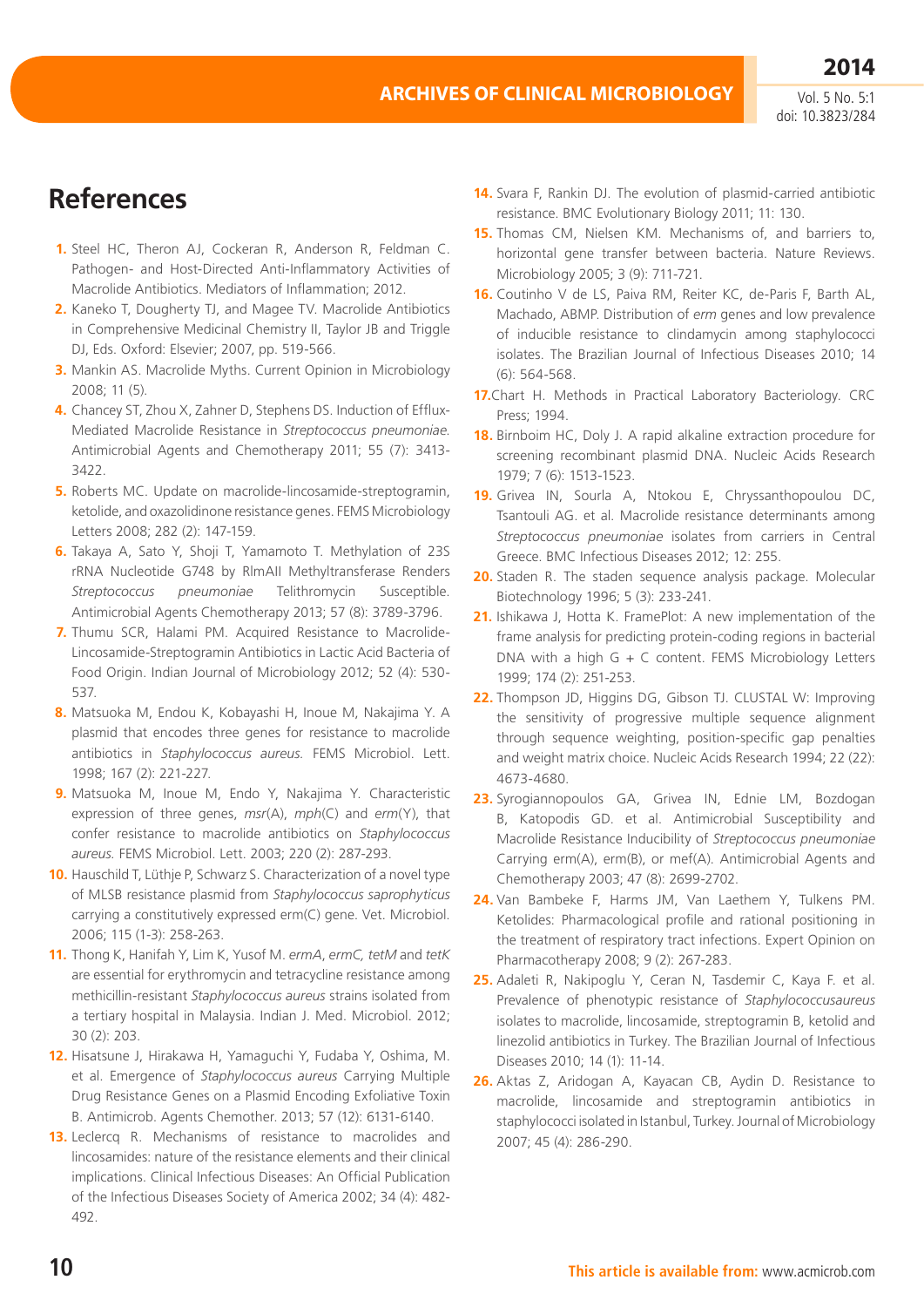## References

1. Steel HC, Theron AJ, Cockeran R, Anderson R, Feldman C. Pathogen- and Host-Directed Anti-Inflammatory Activities of Macrolide Antibiotics. Mediators of Inflammation; 2012.
2. Kaneko T, Dougherty TJ, and Magee TV. Macrolide Antibiotics in Comprehensive Medicinal Chemistry II, Taylor JB and Triggle DJ, Eds. Oxford: Elsevier; 2007, pp. 519-566.
3. Mankin AS. Macrolide Myths. Current Opinion in Microbiology 2008; 11 (5).
4. Chancey ST, Zhou X, Zahner D, Stephens DS. Induction of Efflux-Mediated Macrolide Resistance in *Streptococcus pneumoniae*. Antimicrobial Agents and Chemotherapy 2011; 55 (7): 3413-3422.
5. Roberts MC. Update on macrolide-lincosamide-streptogramin, ketolide, and oxazolidinone resistance genes. FEMS Microbiology Letters 2008; 282 (2): 147-159.
6. Takaya A, Sato Y, Shoji T, Yamamoto T. Methylation of 23S rRNA Nucleotide G748 by RlmAII Methyltransferase Renders *Streptococcus pneumoniae* Telithromycin Susceptible. Antimicrobial Agents Chemotherapy 2013; 57 (8): 3789-3796.
7. Thumu SCR, Halami PM. Acquired Resistance to Macrolide-Lincosamide-Streptogramin Antibiotics in Lactic Acid Bacteria of Food Origin. Indian Journal of Microbiology 2012; 52 (4): 530-537.
8. Matsuoka M, Endou K, Kobayashi H, Inoue M, Nakajima Y. A plasmid that encodes three genes for resistance to macrolide antibiotics in *Staphylococcus aureus*. FEMS Microbiol. Lett. 1998; 167 (2): 221-227.
9. Matsuoka M, Inoue M, Endo Y, Nakajima Y. Characteristic expression of three genes, *msr*(A), *mph*(C) and *erm*(Y), that confer resistance to macrolide antibiotics on *Staphylococcus aureus*. FEMS Microbiol. Lett. 2003; 220 (2): 287-293.
10. Hauschild T, Lüthje P, Schwarz S. Characterization of a novel type of MLSB resistance plasmid from *Staphylococcus saprophyticus* carrying a constitutively expressed erm(C) gene. Vet. Microbiol. 2006; 115 (1-3): 258-263.
11. Thong K, Hanifah Y, Lim K, Yusof M. *ermA*, *ermC, tetM* and *tetK* are essential for erythromycin and tetracycline resistance among methicillin-resistant *Staphylococcus aureus* strains isolated from a tertiary hospital in Malaysia. Indian J. Med. Microbiol. 2012; 30 (2): 203.
12. Hisatsune J, Hirakawa H, Yamaguchi Y, Fudaba Y, Oshima, M. et al. Emergence of *Staphylococcus aureus* Carrying Multiple Drug Resistance Genes on a Plasmid Encoding Exfoliative Toxin B. Antimicrob. Agents Chemother. 2013; 57 (12): 6131-6140.
13. Leclercq R. Mechanisms of resistance to macrolides and lincosamides: nature of the resistance elements and their clinical implications. Clinical Infectious Diseases: An Official Publication of the Infectious Diseases Society of America 2002; 34 (4): 482-492.
14. Svara F, Rankin DJ. The evolution of plasmid-carried antibiotic resistance. BMC Evolutionary Biology 2011; 11: 130.
15. Thomas CM, Nielsen KM. Mechanisms of, and barriers to, horizontal gene transfer between bacteria. Nature Reviews. Microbiology 2005; 3 (9): 711-721.
16. Coutinho V de LS, Paiva RM, Reiter KC, de-Paris F, Barth AL, Machado, ABMP. Distribution of *erm* genes and low prevalence of inducible resistance to clindamycin among staphylococci isolates. The Brazilian Journal of Infectious Diseases 2010; 14 (6): 564-568.
17. Chart H. Methods in Practical Laboratory Bacteriology. CRC Press; 1994.
18. Birnboim HC, Doly J. A rapid alkaline extraction procedure for screening recombinant plasmid DNA. Nucleic Acids Research 1979; 7 (6): 1513-1523.
19. Grivea IN, Sourla A, Ntokou E, Chryssanthopoulou DC, Tsantouli AG. et al. Macrolide resistance determinants among *Streptococcus pneumoniae* isolates from carriers in Central Greece. BMC Infectious Diseases 2012; 12: 255.
20. Staden R. The staden sequence analysis package. Molecular Biotechnology 1996; 5 (3): 233-241.
21. Ishikawa J, Hotta K. FramePlot: A new implementation of the frame analysis for predicting protein-coding regions in bacterial DNA with a high G + C content. FEMS Microbiology Letters 1999; 174 (2): 251-253.
22. Thompson JD, Higgins DG, Gibson TJ. CLUSTAL W: Improving the sensitivity of progressive multiple sequence alignment through sequence weighting, position-specific gap penalties and weight matrix choice. Nucleic Acids Research 1994; 22 (22): 4673-4680.
23. Syrogiannopoulos GA, Grivea IN, Ednie LM, Bozdogan B, Katopodis GD. et al. Antimicrobial Susceptibility and Macrolide Resistance Inducibility of *Streptococcus pneumoniae* Carrying erm(A), erm(B), or mef(A). Antimicrobial Agents and Chemotherapy 2003; 47 (8): 2699-2702.
24. Van Bambeke F, Harms JM, Van Laethem Y, Tulkens PM. Ketolides: Pharmacological profile and rational positioning in the treatment of respiratory tract infections. Expert Opinion on Pharmacotherapy 2008; 9 (2): 267-283.
25. Adaleti R, Nakipoglu Y, Ceran N, Tasdemir C, Kaya F. et al. Prevalence of phenotypic resistance of *Staphylococcusaureus* isolates to macrolide, lincosamide, streptogramin B, ketolid and linezolid antibiotics in Turkey. The Brazilian Journal of Infectious Diseases 2010; 14 (1): 11-14.
26. Aktas Z, Aridogan A, Kayacan CB, Aydin D. Resistance to macrolide, lincosamide and streptogramin antibiotics in staphylococci isolated in Istanbul, Turkey. Journal of Microbiology 2007; 45 (4): 286-290.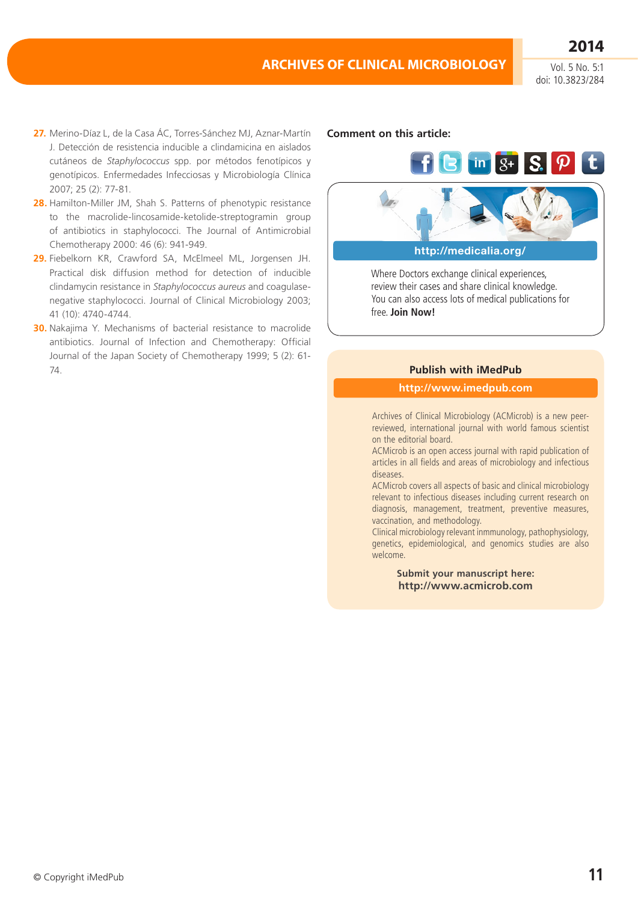27. Merino-Díaz L, de la Casa ÁC, Torres-Sánchez MJ, Aznar-Martín J. Detección de resistencia inducible a clindamicina en aislados cutáneos de *Staphylococcus* spp. por métodos fenotípicos y genotípicos. Enfermedades Infecciosas y Microbiología Clínica 2007; 25 (2): 77-81.
28. Hamilton-Miller JM, Shah S. Patterns of phenotypic resistance to the macrolide-lincosamide-ketolide-streptogramin group of antibiotics in staphylococci. The Journal of Antimicrobial Chemotherapy 2000: 46 (6): 941-949.
29. Fiebelkorn KR, Crawford SA, McElmeel ML, Jorgensen JH. Practical disk diffusion method for detection of inducible clindamycin resistance in *Staphylococcus aureus* and coagulase-negative staphylococci. Journal of Clinical Microbiology 2003; 41 (10): 4740-4744.
30. Nakajima Y. Mechanisms of bacterial resistance to macrolide antibiotics. Journal of Infection and Chemotherapy: Official Journal of the Japan Society of Chemotherapy 1999; 5 (2): 61-74.

**Comment on this article:**

**http://medicalia.org/**

Where Doctors exchange clinical experiences, review their cases and share clinical knowledge. You can also access lots of medical publications for free. **Join Now!**

**Publish with iMedPub**

**http://www.imedpub.com**

Archives of Clinical Microbiology (ACMicrob) is a new peer-reviewed, international journal with world famous scientist on the editorial board.

ACMicrob is an open access journal with rapid publication of articles in all fields and areas of microbiology and infectious diseases.

ACMicrob covers all aspects of basic and clinical microbiology relevant to infectious diseases including current research on diagnosis, management, treatment, preventive measures, vaccination, and methodology.

Clinical microbiology relevant inmmunology, pathophysiology, genetics, epidemiological, and genomics studies are also welcome.

**Submit your manuscript here:**
**http://www.acmicrob.com**